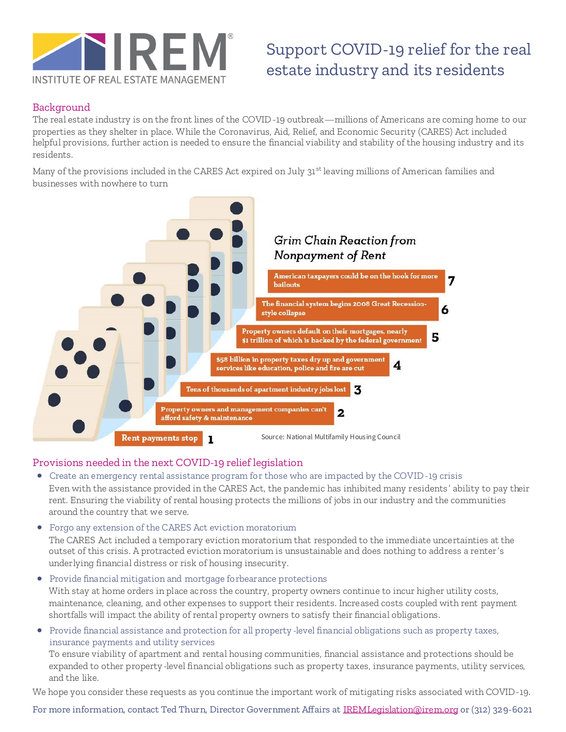IREM®
INSTITUTE OF REAL ESTATE MANAGEMENT

# Support COVID-19 relief for the real estate industry and its residents

## Background

The real estate industry is on the front lines of the COVID-19 outbreak—millions of Americans are coming home to our properties as they shelter in place. While the Coronavirus, Aid, Relief, and Economic Security (CARES) Act included helpful provisions, further action is needed to ensure the financial viability and stability of the housing industry and its residents.

Many of the provisions included in the CARES Act expired on July 31st leaving millions of American families and businesses with nowhere to turn

*Grim Chain Reaction from Nonpayment of Rent*

7. American taxpayers could be on the hook for more bailouts
6. The financial system begins 2008 Great Recession-style collapse
5. Property owners default on their mortgages, nearly $1 trillion of which is backed by the federal government
4. $58 billion in property taxes dry up and government services like education, police and fire are cut
3. Tens of thousands of apartment industry jobs lost
2. Property owners and management companies can't afford safety & maintenance
1. Rent payments stop

Source: National Multifamily Housing Council

## Provisions needed in the next COVID-19 relief legislation

- **Create an emergency rental assistance program for those who are impacted by the COVID-19 crisis**
  Even with the assistance provided in the CARES Act, the pandemic has inhibited many residents' ability to pay their rent. Ensuring the viability of rental housing protects the millions of jobs in our industry and the communities around the country that we serve.
- **Forgo any extension of the CARES Act eviction moratorium**
  The CARES Act included a temporary eviction moratorium that responded to the immediate uncertainties at the outset of this crisis. A protracted eviction moratorium is unsustainable and does nothing to address a renter's underlying financial distress or risk of housing insecurity.
- **Provide financial mitigation and mortgage forbearance protections**
  With stay at home orders in place across the country, property owners continue to incur higher utility costs, maintenance, cleaning, and other expenses to support their residents. Increased costs coupled with rent payment shortfalls will impact the ability of rental property owners to satisfy their financial obligations.
- **Provide financial assistance and protection for all property-level financial obligations such as property taxes, insurance payments and utility services**
  To ensure viability of apartment and rental housing communities, financial assistance and protections should be expanded to other property-level financial obligations such as property taxes, insurance payments, utility services, and the like.

We hope you consider these requests as you continue the important work of mitigating risks associated with COVID-19.

For more information, contact Ted Thurn, Director Government Affairs at IREMLegislation@irem.org or (312) 329-6021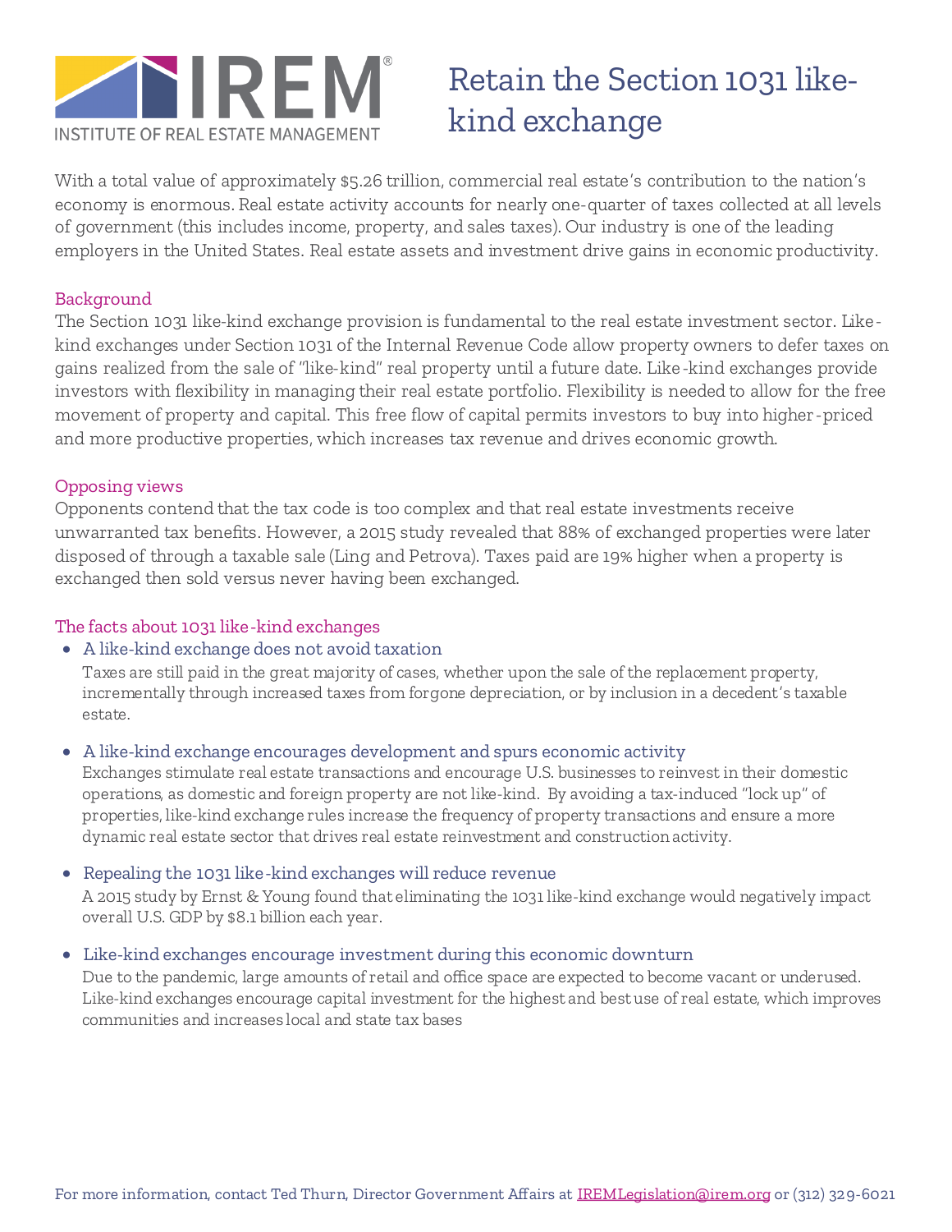IREM®
INSTITUTE OF REAL ESTATE MANAGEMENT

# Retain the Section 1031 like-kind exchange

With a total value of approximately $5.26 trillion, commercial real estate's contribution to the nation's economy is enormous. Real estate activity accounts for nearly one-quarter of taxes collected at all levels of government (this includes income, property, and sales taxes). Our industry is one of the leading employers in the United States. Real estate assets and investment drive gains in economic productivity.

## Background

The Section 1031 like-kind exchange provision is fundamental to the real estate investment sector. Like-kind exchanges under Section 1031 of the Internal Revenue Code allow property owners to defer taxes on gains realized from the sale of "like-kind" real property until a future date. Like-kind exchanges provide investors with flexibility in managing their real estate portfolio. Flexibility is needed to allow for the free movement of property and capital. This free flow of capital permits investors to buy into higher-priced and more productive properties, which increases tax revenue and drives economic growth.

## Opposing views

Opponents contend that the tax code is too complex and that real estate investments receive unwarranted tax benefits. However, a 2015 study revealed that 88% of exchanged properties were later disposed of through a taxable sale (Ling and Petrova). Taxes paid are 19% higher when a property is exchanged then sold versus never having been exchanged.

## The facts about 1031 like-kind exchanges

- **A like-kind exchange does not avoid taxation**
  Taxes are still paid in the great majority of cases, whether upon the sale of the replacement property, incrementally through increased taxes from forgone depreciation, or by inclusion in a decedent's taxable estate.

- **A like-kind exchange encourages development and spurs economic activity**
  Exchanges stimulate real estate transactions and encourage U.S. businesses to reinvest in their domestic operations, as domestic and foreign property are not like-kind. By avoiding a tax-induced "lock up" of properties, like-kind exchange rules increase the frequency of property transactions and ensure a more dynamic real estate sector that drives real estate reinvestment and construction activity.

- **Repealing the 1031 like-kind exchanges will reduce revenue**
  A 2015 study by Ernst & Young found that eliminating the 1031 like-kind exchange would negatively impact overall U.S. GDP by $8.1 billion each year.

- **Like-kind exchanges encourage investment during this economic downturn**
  Due to the pandemic, large amounts of retail and office space are expected to become vacant or underused. Like-kind exchanges encourage capital investment for the highest and best use of real estate, which improves communities and increases local and state tax bases

For more information, contact Ted Thurn, Director Government Affairs at IREMLegislation@irem.org or (312) 329-6021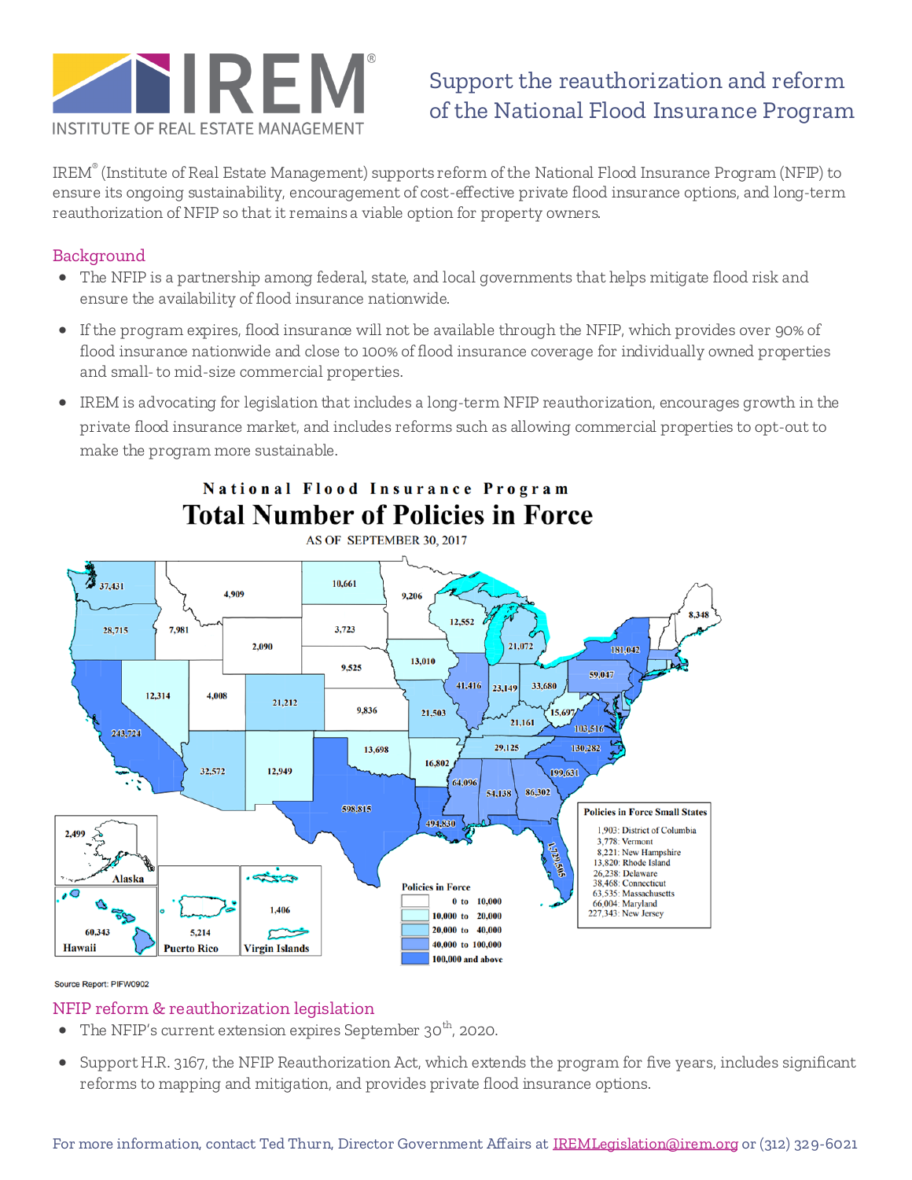# Support the reauthorization and reform of the National Flood Insurance Program

IREM® (Institute of Real Estate Management) supports reform of the National Flood Insurance Program (NFIP) to ensure its ongoing sustainability, encouragement of cost-effective private flood insurance options, and long-term reauthorization of NFIP so that it remains a viable option for property owners.

## Background

- The NFIP is a partnership among federal, state, and local governments that helps mitigate flood risk and ensure the availability of flood insurance nationwide.
- If the program expires, flood insurance will not be available through the NFIP, which provides over 90% of flood insurance nationwide and close to 100% of flood insurance coverage for individually owned properties and small- to mid-size commercial properties.
- IREM is advocating for legislation that includes a long-term NFIP reauthorization, encourages growth in the private flood insurance market, and includes reforms such as allowing commercial properties to opt-out to make the program more sustainable.

National Flood Insurance Program

Total Number of Policies in Force

AS OF SEPTEMBER 30, 2017

37,431
28,715
7,981
4,909
10,661
9,206
8,348
12,552
21,072
181,042
2,090
3,723
13,010
59,047
9,525
41,416
23,149
33,680
12,314
4,008
21,212
9,836
21,503
21,161
15,697
103,516
243,724
13,698
29,125
130,282
32,572
12,949
16,802
199,631
64,096
54,138
86,302
598,815
494,830
1,729,505

2,499
Alaska
60,343
Hawaii
5,214
Puerto Rico
1,406
Virgin Islands

Policies in Force
0 to 10,000
10,000 to 20,000
20,000 to 40,000
40,000 to 100,000
100,000 and above

Policies in Force Small States
1,903: District of Columbia
3,778: Vermont
8,221: New Hampshire
13,820: Rhode Island
26,238: Delaware
38,468: Connecticut
63,535: Massachusetts
66,004: Maryland
227,343: New Jersey

Source Report: PIFW0902

## NFIP reform & reauthorization legislation

- The NFIP's current extension expires September 30th, 2020.
- Support H.R. 3167, the NFIP Reauthorization Act, which extends the program for five years, includes significant reforms to mapping and mitigation, and provides private flood insurance options.

For more information, contact Ted Thurn, Director Government Affairs at IREMLegislation@irem.org or (312) 329-6021